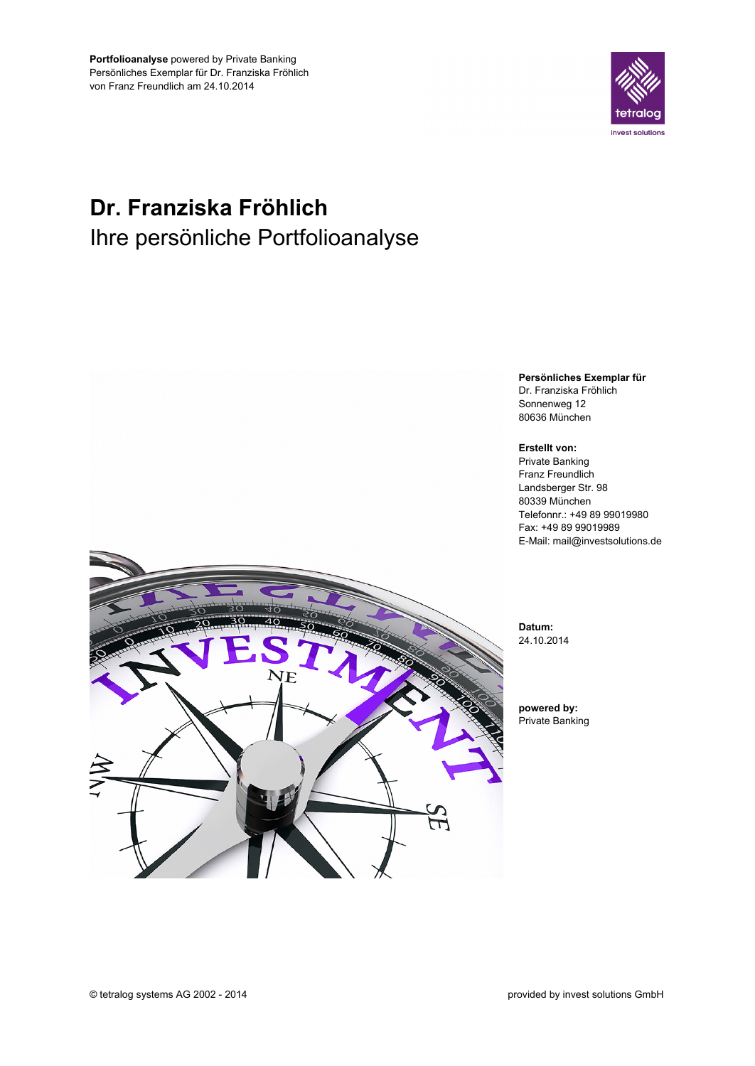**Portfolioanalyse** powered by Private Banking
Persönliches Exemplar für Dr. Franziska Fröhlich
von Franz Freundlich am 24.10.2014

# Dr. Franziska Fröhlich

## Ihre persönliche Portfolioanalyse

**Persönliches Exemplar für**
Dr. Franziska Fröhlich
Sonnenweg 12
80636 München

**Erstellt von:**
Private Banking
Franz Freundlich
Landsberger Str. 98
80339 München
Telefonnr.: +49 89 99019980
Fax: +49 89 99019989
E-Mail: mail@investsolutions.de

**Datum:**
24.10.2014

**powered by:**
Private Banking

© tetralog systems AG 2002 - 2014

provided by invest solutions GmbH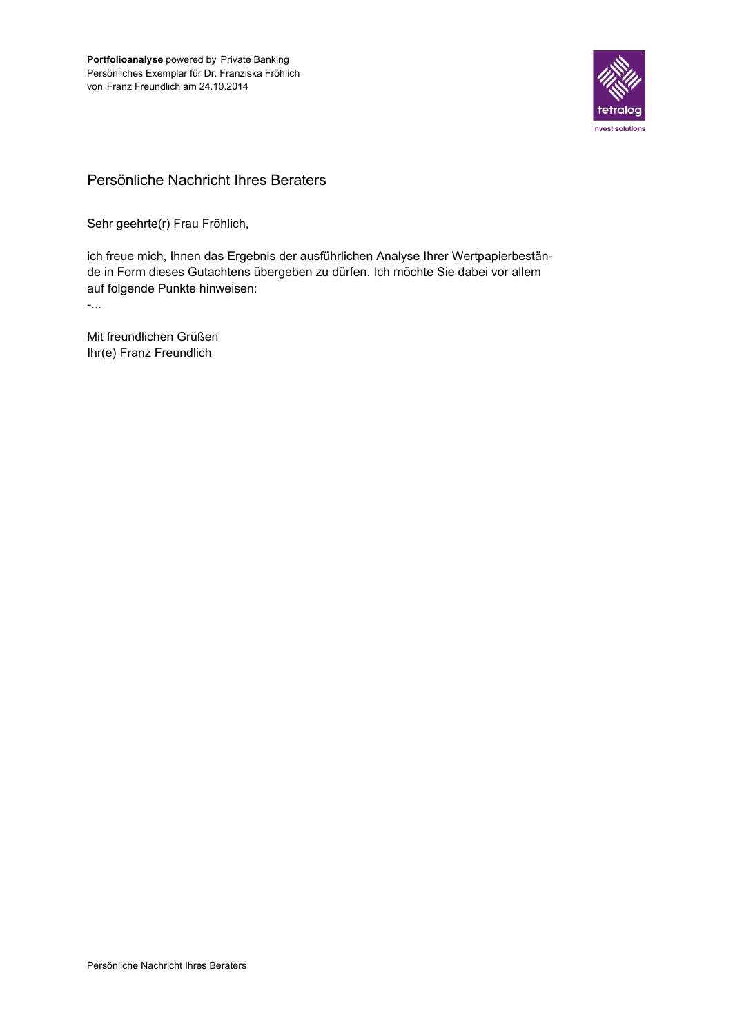**Portfolioanalyse** powered by Private Banking
Persönliches Exemplar für Dr. Franziska Fröhlich
von Franz Freundlich am 24.10.2014

## Persönliche Nachricht Ihres Beraters

Sehr geehrte(r) Frau Fröhlich,

ich freue mich, Ihnen das Ergebnis der ausführlichen Analyse Ihrer Wertpapierbestände in Form dieses Gutachtens übergeben zu dürfen. Ich möchte Sie dabei vor allem auf folgende Punkte hinweisen:
-...

Mit freundlichen Grüßen
Ihr(e) Franz Freundlich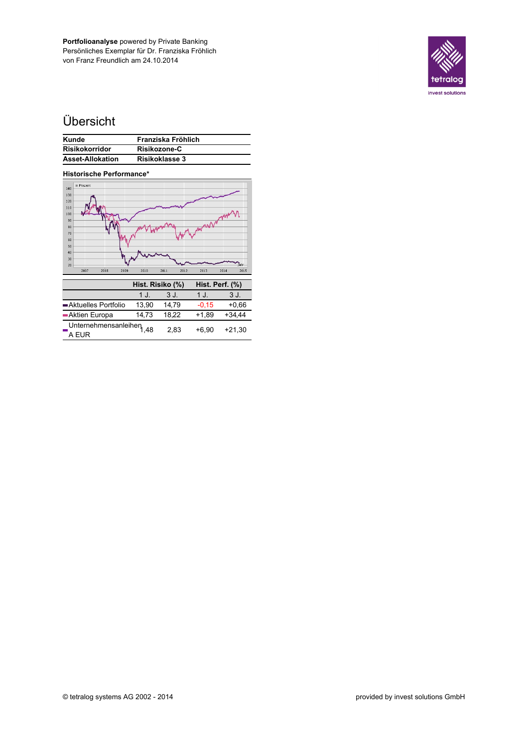**Portfolioanalyse** powered by Private Banking
Persönliches Exemplar für Dr. Franziska Fröhlich
von Franz Freundlich am 24.10.2014

# Übersicht

| Kunde | Franziska Fröhlich |
|---|---|
| Risikokorridor | Risikozone-C |
| Asset-Allokation | Risikoklasse 3 |

**Historische Performance***

| | Hist. Risiko (%) | | Hist. Perf. (%) | |
|---|---|---|---|---|
| | 1 J. | 3 J. | 1 J. | 3 J. |
| Aktuelles Portfolio | 13,90 | 14,79 | -0,15 | +0,66 |
| Aktien Europa | 14,73 | 18,22 | +1,89 | +34,44 |
| Unternehmensanleihen A EUR | 1,48 | 2,83 | +6,90 | +21,30 |

© tetralog systems AG 2002 - 2014

provided by invest solutions GmbH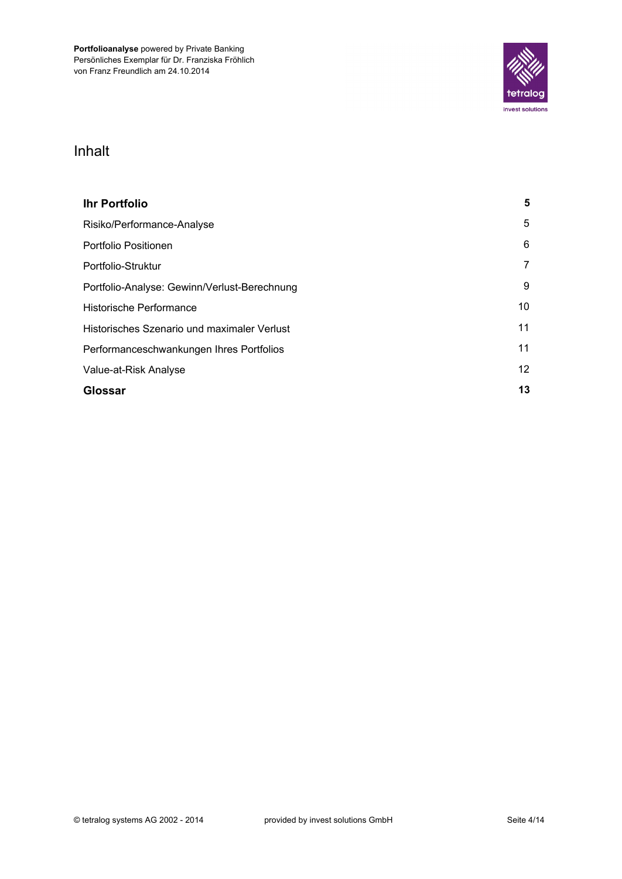# Inhalt

| | |
|---|---|
| **Ihr Portfolio** | **5** |
| Risiko/Performance-Analyse | 5 |
| Portfolio Positionen | 6 |
| Portfolio-Struktur | 7 |
| Portfolio-Analyse: Gewinn/Verlust-Berechnung | 9 |
| Historische Performance | 10 |
| Historisches Szenario und maximaler Verlust | 11 |
| Performanceschwankungen Ihres Portfolios | 11 |
| Value-at-Risk Analyse | 12 |
| **Glossar** | **13** |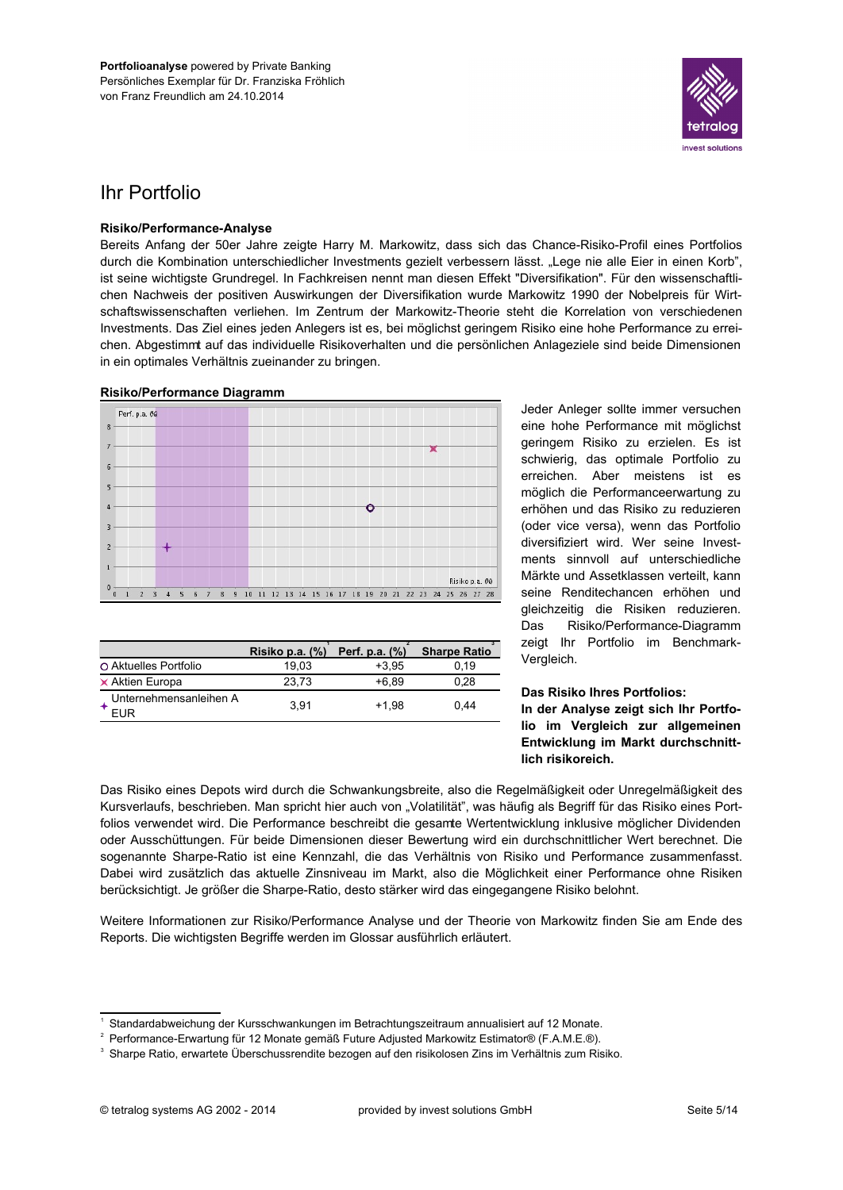Portfolioanalyse powered by Private Banking
Persönliches Exemplar für Dr. Franziska Fröhlich
von Franz Freundlich am 24.10.2014

# Ihr Portfolio

### Risiko/Performance-Analyse

Bereits Anfang der 50er Jahre zeigte Harry M. Markowitz, dass sich das Chance-Risiko-Profil eines Portfolios durch die Kombination unterschiedlicher Investments gezielt verbessern lässt. „Lege nie alle Eier in einen Korb", ist seine wichtigste Grundregel. In Fachkreisen nennt man diesen Effekt "Diversifikation". Für den wissenschaftlichen Nachweis der positiven Auswirkungen der Diversifikation wurde Markowitz 1990 der Nobelpreis für Wirtschaftswissenschaften verliehen. Im Zentrum der Markowitz-Theorie steht die Korrelation von verschiedenen Investments. Das Ziel eines jeden Anlegers ist es, bei möglichst geringem Risiko eine hohe Performance zu erreichen. Abgestimmt auf das individuelle Risikoverhalten und die persönlichen Anlageziele sind beide Dimensionen in ein optimales Verhältnis zueinander zu bringen.

### Risiko/Performance Diagramm

| | Risiko p.a. (%)[1] | Perf. p.a. (%)[2] | Sharpe Ratio[3] |
|---|---|---|---|
| ○ Aktuelles Portfolio | 19,03 | +3,95 | 0,19 |
| × Aktien Europa | 23,73 | +6,89 | 0,28 |
| + Unternehmensanleihen A EUR | 3,91 | +1,98 | 0,44 |

Jeder Anleger sollte immer versuchen eine hohe Performance mit möglichst geringem Risiko zu erzielen. Es ist schwierig, das optimale Portfolio zu erreichen. Aber meistens ist es möglich die Performanceerwartung zu erhöhen und das Risiko zu reduzieren (oder vice versa), wenn das Portfolio diversifiziert wird. Wer seine Investments sinnvoll auf unterschiedliche Märkte und Assetklassen verteilt, kann seine Renditechancen erhöhen und gleichzeitig die Risiken reduzieren. Das Risiko/Performance-Diagramm zeigt Ihr Portfolio im Benchmark-Vergleich.

**Das Risiko Ihres Portfolios:**
**In der Analyse zeigt sich Ihr Portfolio im Vergleich zur allgemeinen Entwicklung im Markt durchschnittlich risikoreich.**

Das Risiko eines Depots wird durch die Schwankungsbreite, also die Regelmäßigkeit oder Unregelmäßigkeit des Kursverlaufs, beschrieben. Man spricht hier auch von „Volatilität", was häufig als Begriff für das Risiko eines Portfolios verwendet wird. Die Performance beschreibt die gesamte Wertentwicklung inklusive möglicher Dividenden oder Ausschüttungen. Für beide Dimensionen dieser Bewertung wird ein durchschnittlicher Wert berechnet. Die sogenannte Sharpe-Ratio ist eine Kennzahl, die das Verhältnis von Risiko und Performance zusammenfasst. Dabei wird zusätzlich das aktuelle Zinsniveau im Markt, also die Möglichkeit einer Performance ohne Risiken berücksichtigt. Je größer die Sharpe-Ratio, desto stärker wird das eingegangene Risiko belohnt.

Weitere Informationen zur Risiko/Performance Analyse und der Theorie von Markowitz finden Sie am Ende des Reports. Die wichtigsten Begriffe werden im Glossar ausführlich erläutert.

---

[1] Standardabweichung der Kursschwankungen im Betrachtungszeitraum annualisiert auf 12 Monate.
[2] Performance-Erwartung für 12 Monate gemäß Future Adjusted Markowitz Estimator® (F.A.M.E.®).
[3] Sharpe Ratio, erwartete Überschussrendite bezogen auf den risikolosen Zins im Verhältnis zum Risiko.

© tetralog systems AG 2002 - 2014 provided by invest solutions GmbH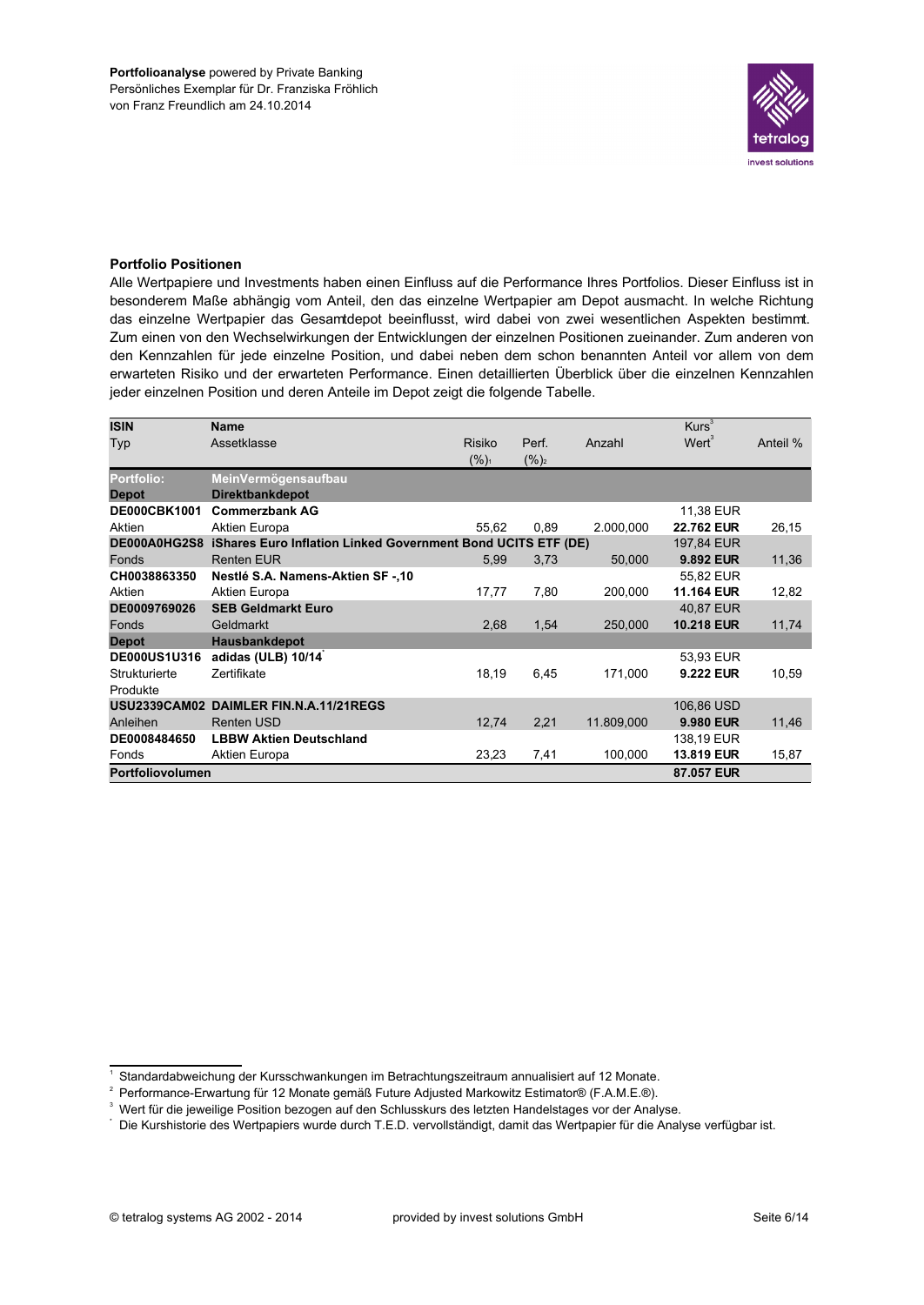**Portfolioanalyse** powered by Private Banking
Persönliches Exemplar für Dr. Franziska Fröhlich
von Franz Freundlich am 24.10.2014

### Portfolio Positionen

Alle Wertpapiere und Investments haben einen Einfluss auf die Performance Ihres Portfolios. Dieser Einfluss ist in besonderem Maße abhängig vom Anteil, den das einzelne Wertpapier am Depot ausmacht. In welche Richtung das einzelne Wertpapier das Gesamtdepot beeinflusst, wird dabei von zwei wesentlichen Aspekten bestimmt. Zum einen von den Wechselwirkungen der Entwicklungen der einzelnen Positionen zueinander. Zum anderen von den Kennzahlen für jede einzelne Position, und dabei neben dem schon benannten Anteil vor allem von dem erwarteten Risiko und der erwarteten Performance. Einen detaillierten Überblick über die einzelnen Kennzahlen jeder einzelnen Position und deren Anteile im Depot zeigt die folgende Tabelle.

| ISIN<br>Typ | Name<br>Assetklasse | Risiko (%)[1] | Perf. (%)[2] | Anzahl | Kurs[3]<br>Wert[3] | Anteil % |
|---|---|---|---|---|---|---|
| **Portfolio:** | **MeinVermögensaufbau** | | | | | |
| **Depot** | **Direktbankdepot** | | | | | |
| **DE000CBK1001** | **Commerzbank AG** | | | | 11,38 EUR | |
| Aktien | Aktien Europa | 55,62 | 0,89 | 2.000,000 | **22.762 EUR** | 26,15 |
| **DE000A0HG2S8** | **iShares Euro Inflation Linked Government Bond UCITS ETF (DE)** | | | | 197,84 EUR | |
| Fonds | Renten EUR | 5,99 | 3,73 | 50,000 | **9.892 EUR** | 11,36 |
| **CH0038863350** | **Nestlé S.A. Namens-Aktien SF -,10** | | | | 55,82 EUR | |
| Aktien | Aktien Europa | 17,77 | 7,80 | 200,000 | **11.164 EUR** | 12,82 |
| **DE0009769026** | **SEB Geldmarkt Euro** | | | | 40,87 EUR | |
| Fonds | Geldmarkt | 2,68 | 1,54 | 250,000 | **10.218 EUR** | 11,74 |
| **Depot** | **Hausbankdepot** | | | | | |
| **DE000US1U316** | **adidas (ULB) 10/14**[*] | | | | 53,93 EUR | |
| Strukturierte Produkte | Zertifikate | 18,19 | 6,45 | 171,000 | **9.222 EUR** | 10,59 |
| **USU2339CAM02** | **DAIMLER FIN.N.A.11/21REGS** | | | | 106,86 USD | |
| Anleihen | Renten USD | 12,74 | 2,21 | 11.809,000 | **9.980 EUR** | 11,46 |
| **DE0008484650** | **LBBW Aktien Deutschland** | | | | 138,19 EUR | |
| Fonds | Aktien Europa | 23,23 | 7,41 | 100,000 | **13.819 EUR** | 15,87 |
| **Portfoliovolumen** | | | | | **87.057 EUR** | |

[1] Standardabweichung der Kursschwankungen im Betrachtungszeitraum annualisiert auf 12 Monate.
[2] Performance-Erwartung für 12 Monate gemäß Future Adjusted Markowitz Estimator® (F.A.M.E.®).
[3] Wert für die jeweilige Position bezogen auf den Schlusskurs des letzten Handelstages vor der Analyse.
[*] Die Kurshistorie des Wertpapiers wurde durch T.E.D. vervollständigt, damit das Wertpapier für die Analyse verfügbar ist.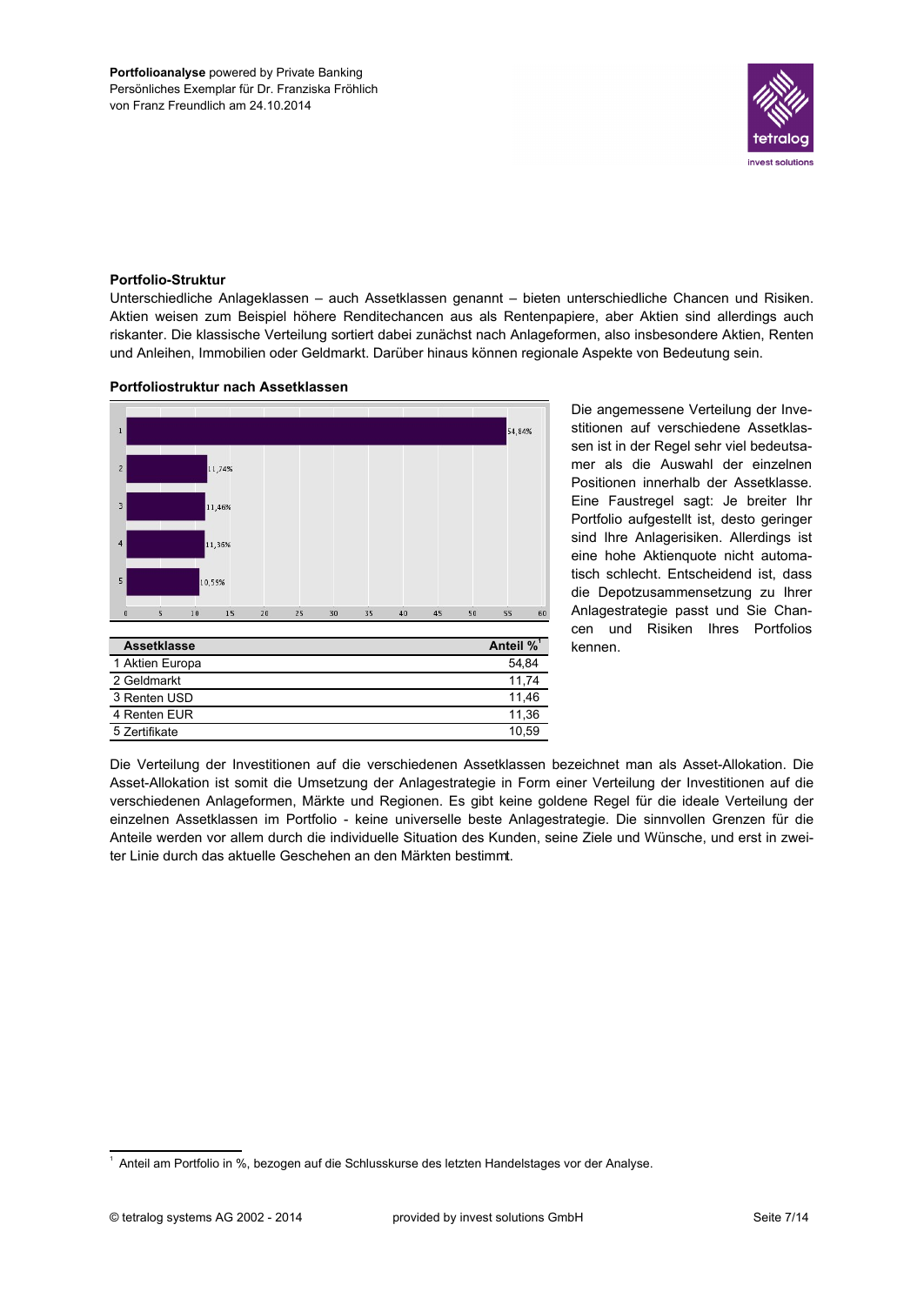**Portfolioanalyse** powered by Private Banking
Persönliches Exemplar für Dr. Franziska Fröhlich
von Franz Freundlich am 24.10.2014

### Portfolio-Struktur

Unterschiedliche Anlageklassen – auch Assetklassen genannt – bieten unterschiedliche Chancen und Risiken. Aktien weisen zum Beispiel höhere Renditechancen aus als Rentenpapiere, aber Aktien sind allerdings auch riskanter. Die klassische Verteilung sortiert dabei zunächst nach Anlageformen, also insbesondere Aktien, Renten und Anleihen, Immobilien oder Geldmarkt. Darüber hinaus können regionale Aspekte von Bedeutung sein.

### Portfoliostruktur nach Assetklassen

| Assetklasse | Anteil % [1] |
|---|---:|
| 1 Aktien Europa | 54,84 |
| 2 Geldmarkt | 11,74 |
| 3 Renten USD | 11,46 |
| 4 Renten EUR | 11,36 |
| 5 Zertifikate | 10,59 |

Die angemessene Verteilung der Investitionen auf verschiedene Assetklassen ist in der Regel sehr viel bedeutsamer als die Auswahl der einzelnen Positionen innerhalb der Assetklasse. Eine Faustregel sagt: Je breiter Ihr Portfolio aufgestellt ist, desto geringer sind Ihre Anlagerisiken. Allerdings ist eine hohe Aktienquote nicht automatisch schlecht. Entscheidend ist, dass die Depotzusammensetzung zu Ihrer Anlagestrategie passt und Sie Chancen und Risiken Ihres Portfolios kennen.

Die Verteilung der Investitionen auf die verschiedenen Assetklassen bezeichnet man als Asset-Allokation. Die Asset-Allokation ist somit die Umsetzung der Anlagestrategie in Form einer Verteilung der Investitionen auf die verschiedenen Anlageformen, Märkte und Regionen. Es gibt keine goldene Regel für die ideale Verteilung der einzelnen Assetklassen im Portfolio - keine universelle beste Anlagestrategie. Die sinnvollen Grenzen für die Anteile werden vor allem durch die individuelle Situation des Kunden, seine Ziele und Wünsche, und erst in zweiter Linie durch das aktuelle Geschehen an den Märkten bestimmt.

[1] Anteil am Portfolio in %, bezogen auf die Schlusskurse des letzten Handelstages vor der Analyse.

© tetralog systems AG 2002 - 2014 provided by invest solutions GmbH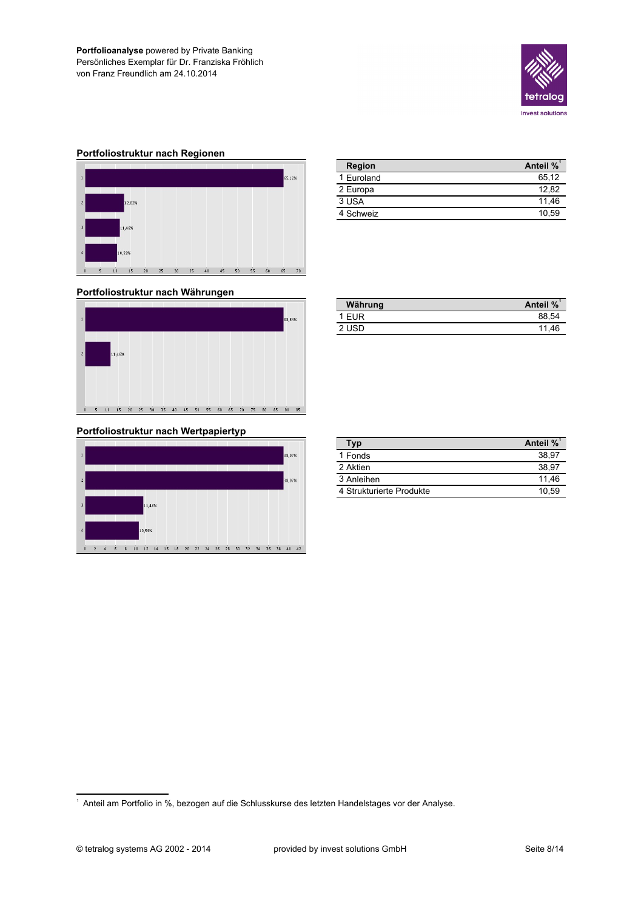**Portfolioanalyse** powered by Private Banking
Persönliches Exemplar für Dr. Franziska Fröhlich
von Franz Freundlich am 24.10.2014

## Portfoliostruktur nach Regionen

| Region | Anteil %[1] |
|---|---|
| 1 Euroland | 65,12 |
| 2 Europa | 12,82 |
| 3 USA | 11,46 |
| 4 Schweiz | 10,59 |

## Portfoliostruktur nach Währungen

| Währung | Anteil %[1] |
|---|---|
| 1 EUR | 88,54 |
| 2 USD | 11,46 |

## Portfoliostruktur nach Wertpapiertyp

| Typ | Anteil %[1] |
|---|---|
| 1 Fonds | 38,97 |
| 2 Aktien | 38,97 |
| 3 Anleihen | 11,46 |
| 4 Strukturierte Produkte | 10,59 |

[1] Anteil am Portfolio in %, bezogen auf die Schlusskurse des letzten Handelstages vor der Analyse.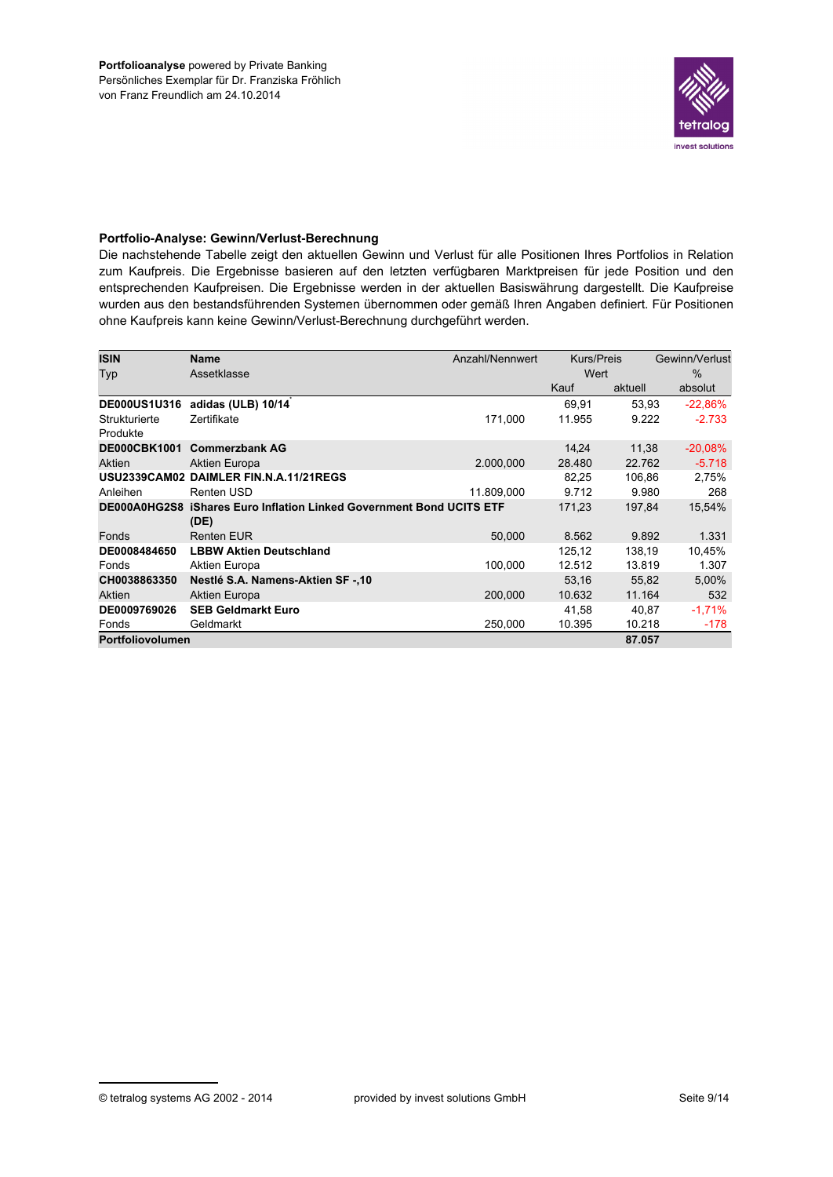**Portfolioanalyse** powered by Private Banking
Persönliches Exemplar für Dr. Franziska Fröhlich
von Franz Freundlich am 24.10.2014

### Portfolio-Analyse: Gewinn/Verlust-Berechnung

Die nachstehende Tabelle zeigt den aktuellen Gewinn und Verlust für alle Positionen Ihres Portfolios in Relation zum Kaufpreis. Die Ergebnisse basieren auf den letzten verfügbaren Marktpreisen für jede Position und den entsprechenden Kaufpreisen. Die Ergebnisse werden in der aktuellen Basiswährung dargestellt. Die Kaufpreise wurden aus den bestandsführenden Systemen übernommen oder gemäß Ihren Angaben definiert. Für Positionen ohne Kaufpreis kann keine Gewinn/Verlust-Berechnung durchgeführt werden.

| ISIN<br>Typ | Name<br>Assetklasse | Anzahl/Nennwert | Kurs/Preis<br>Wert<br>Kauf | <br><br>aktuell | Gewinn/Verlust<br>%<br>absolut |
|---|---|---|---|---|---|
| **DE000US1U316** | **adidas (ULB) 10/14** | | 69,91 | 53,93 | -22,86% |
| Strukturierte Produkte | Zertifikate | 171,000 | 11.955 | 9.222 | -2.733 |
| **DE000CBK1001** | **Commerzbank AG** | | 14,24 | 11,38 | -20,08% |
| Aktien | Aktien Europa | 2.000,000 | 28.480 | 22.762 | -5.718 |
| **USU2339CAM02** | **DAIMLER FIN.N.A.11/21REGS** | | 82,25 | 106,86 | 2,75% |
| Anleihen | Renten USD | 11.809,000 | 9.712 | 9.980 | 268 |
| **DE000A0HG2S8** | **iShares Euro Inflation Linked Government Bond UCITS ETF (DE)** | | 171,23 | 197,84 | 15,54% |
| Fonds | Renten EUR | 50,000 | 8.562 | 9.892 | 1.331 |
| **DE0008484650** | **LBBW Aktien Deutschland** | | 125,12 | 138,19 | 10,45% |
| Fonds | Aktien Europa | 100,000 | 12.512 | 13.819 | 1.307 |
| **CH0038863350** | **Nestlé S.A. Namens-Aktien SF -,10** | | 53,16 | 55,82 | 5,00% |
| Aktien | Aktien Europa | 200,000 | 10.632 | 11.164 | 532 |
| **DE0009769026** | **SEB Geldmarkt Euro** | | 41,58 | 40,87 | -1,71% |
| Fonds | Geldmarkt | 250,000 | 10.395 | 10.218 | -178 |
| **Portfoliovolumen** | | | | **87.057** | |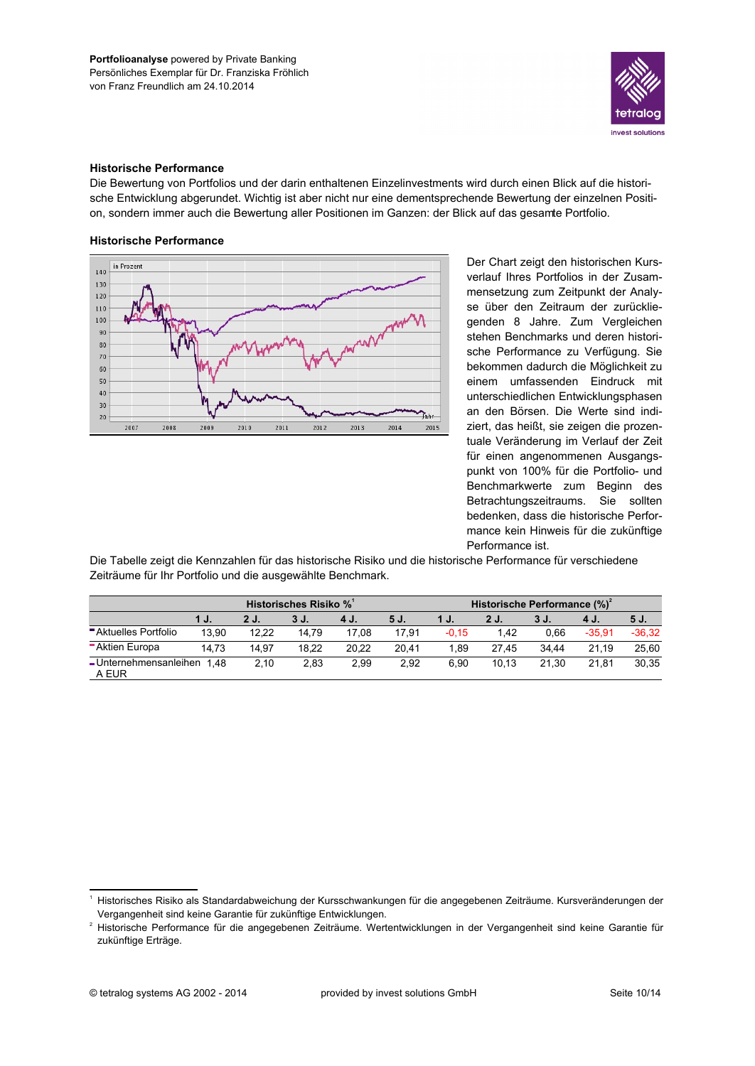Portfolioanalyse powered by Private Banking
Persönliches Exemplar für Dr. Franziska Fröhlich
von Franz Freundlich am 24.10.2014

## Historische Performance

Die Bewertung von Portfolios und der darin enthaltenen Einzelinvestments wird durch einen Blick auf die historische Entwicklung abgerundet. Wichtig ist aber nicht nur eine dementsprechende Bewertung der einzelnen Position, sondern immer auch die Bewertung aller Positionen im Ganzen: der Blick auf das gesamte Portfolio.

### Historische Performance

Der Chart zeigt den historischen Kursverlauf Ihres Portfolios in der Zusammensetzung zum Zeitpunkt der Analyse über den Zeitraum der zurückliegenden 8 Jahre. Zum Vergleichen stehen Benchmarks und deren historische Performance zu Verfügung. Sie bekommen dadurch die Möglichkeit zu einem umfassenden Eindruck mit unterschiedlichen Entwicklungsphasen an den Börsen. Die Werte sind indiziert, das heißt, sie zeigen die prozentuale Veränderung im Verlauf der Zeit für einen angenommenen Ausgangspunkt von 100% für die Portfolio- und Benchmarkwerte zum Beginn des Betrachtungszeitraums. Sie sollten bedenken, dass die historische Performance kein Hinweis für die zukünftige Performance ist.

Die Tabelle zeigt die Kennzahlen für das historische Risiko und die historische Performance für verschiedene Zeiträume für Ihr Portfolio und die ausgewählte Benchmark.

| | Historisches Risiko %[1] | | | | | Historische Performance (%)[2] | | | | |
|---|---|---|---|---|---|---|---|---|---|---|
| | 1 J. | 2 J. | 3 J. | 4 J. | 5 J. | 1 J. | 2 J. | 3 J. | 4 J. | 5 J. |
| Aktuelles Portfolio | 13,90 | 12,22 | 14,79 | 17,08 | 17,91 | -0,15 | 1,42 | 0,66 | -35,91 | -36,32 |
| Aktien Europa | 14,73 | 14,97 | 18,22 | 20,22 | 20,41 | 1,89 | 27,45 | 34,44 | 21,19 | 25,60 |
| Unternehmensanleihen A EUR | 1,48 | 2,10 | 2,83 | 2,99 | 2,92 | 6,90 | 10,13 | 21,30 | 21,81 | 30,35 |

[1] Historisches Risiko als Standardabweichung der Kursschwankungen für die angegebenen Zeiträume. Kursveränderungen der Vergangenheit sind keine Garantie für zukünftige Entwicklungen.

[2] Historische Performance für die angegebenen Zeiträume. Wertentwicklungen in der Vergangenheit sind keine Garantie für zukünftige Erträge.

© tetralog systems AG 2002 - 2014 provided by invest solutions GmbH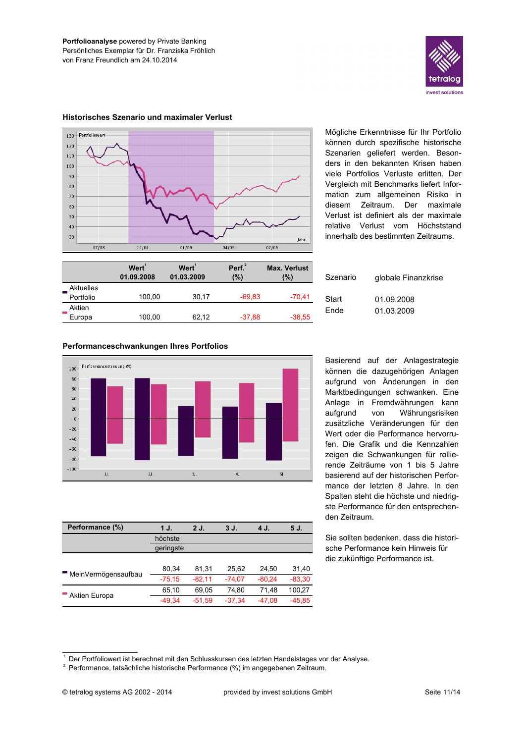Portfolioanalyse powered by Private Banking
Persönliches Exemplar für Dr. Franziska Fröhlich
von Franz Freundlich am 24.10.2014

## Historisches Szenario und maximaler Verlust

Mögliche Erkenntnisse für Ihr Portfolio können durch spezifische historische Szenarien geliefert werden. Besonders in den bekannten Krisen haben viele Portfolios Verluste erlitten. Der Vergleich mit Benchmarks liefert Information zum allgemeinen Risiko in diesem Zeitraum. Der maximale Verlust ist definiert als der maximale relative Verlust vom Höchststand innerhalb des bestimmten Zeitraums.

| | Wert[1] 01.09.2008 | Wert[1] 01.03.2009 | Perf.[2] (%) | Max. Verlust (%) |
|---|---|---|---|---|
| Aktuelles Portfolio | 100,00 | 30,17 | -69,83 | -70,41 |
| Aktien Europa | 100,00 | 62,12 | -37,88 | -38,55 |

| | |
|---|---|
| Szenario | globale Finanzkrise |
| Start | 01.09.2008 |
| Ende | 01.03.2009 |

## Performanceschwankungen Ihres Portfolios

Basierend auf der Anlagestrategie können die dazugehörigen Anlagen aufgrund von Änderungen in den Marktbedingungen schwanken. Eine Anlage in Fremdwährungen kann aufgrund von Währungsrisiken zusätzliche Veränderungen für den Wert oder die Performance hervorrufen. Die Grafik und die Kennzahlen zeigen die Schwankungen für rollierende Zeiträume von 1 bis 5 Jahre basierend auf der historischen Performance der letzten 8 Jahre. In den Spalten steht die höchste und niedrigste Performance für den entsprechenden Zeitraum.

| Performance (%) | | 1 J. | 2 J. | 3 J. | 4 J. | 5 J. |
|---|---|---|---|---|---|---|
| MeinVermögensaufbau | höchste | 80,34 | 81,31 | 25,62 | 24,50 | 31,40 |
| | geringste | -75,15 | -82,11 | -74,07 | -80,24 | -83,30 |
| Aktien Europa | höchste | 65,10 | 69,05 | 74,80 | 71,48 | 100,27 |
| | geringste | -49,34 | -51,59 | -37,34 | -47,08 | -45,85 |

Sie sollten bedenken, dass die historische Performance kein Hinweis für die zukünftige Performance ist.

[1] Der Portfoliowert ist berechnet mit den Schlusskursen des letzten Handelstages vor der Analyse.
[2] Performance, tatsächliche historische Performance (%) im angegebenen Zeitraum.

© tetralog systems AG 2002 - 2014 provided by invest solutions GmbH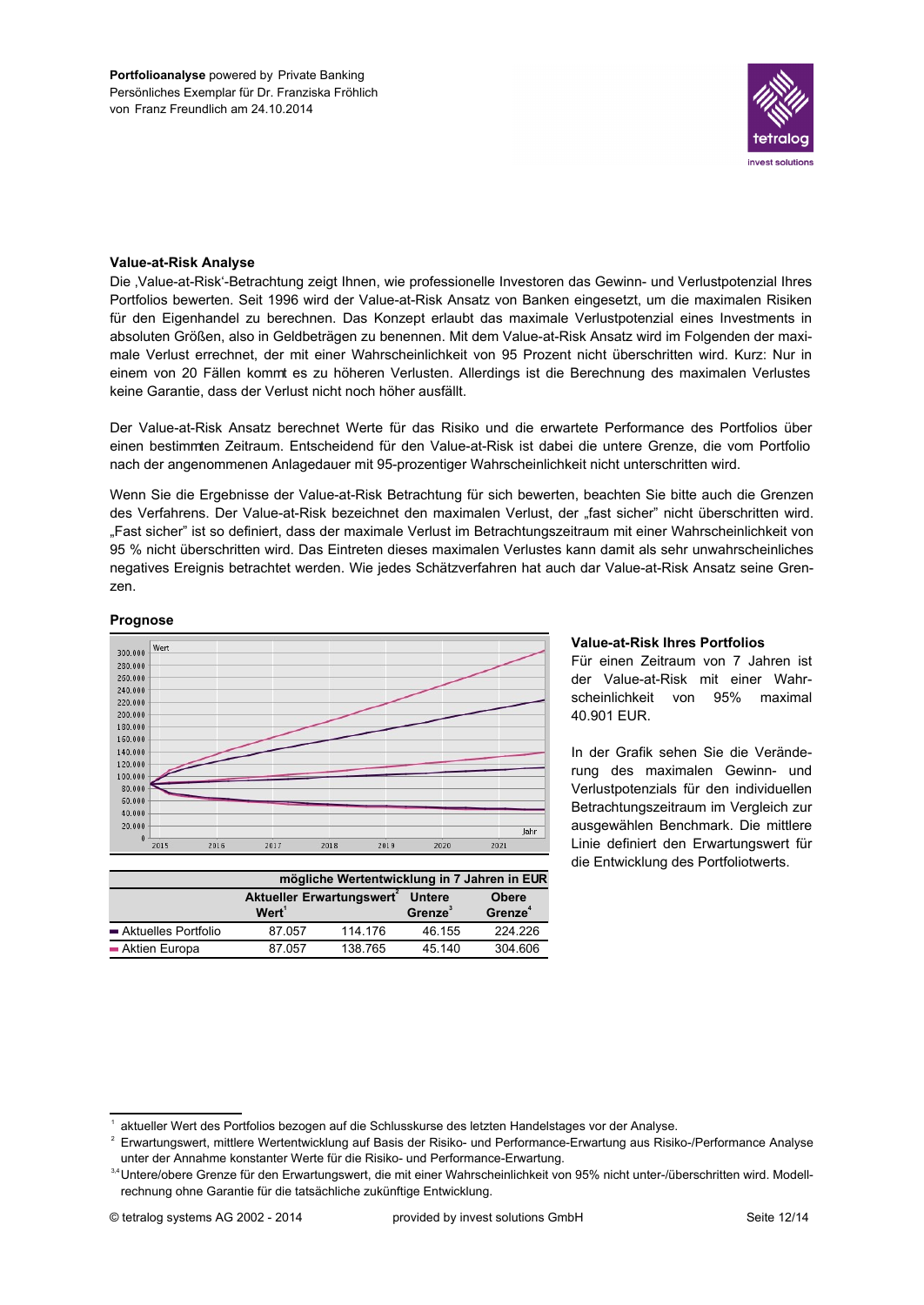Portfolioanalyse powered by Private Banking
Persönliches Exemplar für Dr. Franziska Fröhlich
von Franz Freundlich am 24.10.2014

### Value-at-Risk Analyse

Die ,Value-at-Risk'-Betrachtung zeigt Ihnen, wie professionelle Investoren das Gewinn- und Verlustpotenzial Ihres Portfolios bewerten. Seit 1996 wird der Value-at-Risk Ansatz von Banken eingesetzt, um die maximalen Risiken für den Eigenhandel zu berechnen. Das Konzept erlaubt das maximale Verlustpotenzial eines Investments in absoluten Größen, also in Geldbeträgen zu benennen. Mit dem Value-at-Risk Ansatz wird im Folgenden der maximale Verlust errechnet, der mit einer Wahrscheinlichkeit von 95 Prozent nicht überschritten wird. Kurz: Nur in einem von 20 Fällen kommt es zu höheren Verlusten. Allerdings ist die Berechnung des maximalen Verlustes keine Garantie, dass der Verlust nicht noch höher ausfällt.

Der Value-at-Risk Ansatz berechnet Werte für das Risiko und die erwartete Performance des Portfolios über einen bestimmten Zeitraum. Entscheidend für den Value-at-Risk ist dabei die untere Grenze, die vom Portfolio nach der angenommenen Anlagedauer mit 95-prozentiger Wahrscheinlichkeit nicht unterschritten wird.

Wenn Sie die Ergebnisse der Value-at-Risk Betrachtung für sich bewerten, beachten Sie bitte auch die Grenzen des Verfahrens. Der Value-at-Risk bezeichnet den maximalen Verlust, der „fast sicher" nicht überschritten wird. „Fast sicher" ist so definiert, dass der maximale Verlust im Betrachtungszeitraum mit einer Wahrscheinlichkeit von 95 % nicht überschritten wird. Das Eintreten dieses maximalen Verlustes kann damit als sehr unwahrscheinliches negatives Ereignis betrachtet werden. Wie jedes Schätzverfahren hat auch dar Value-at-Risk Ansatz seine Grenzen.

### Prognose

| | mögliche Wertentwicklung in 7 Jahren in EUR | | | |
|---|---|---|---|---|
| | Aktueller Wert[1] | Erwartungswert[2] | Untere Grenze[3] | Obere Grenze[4] |
| Aktuelles Portfolio | 87.057 | 114.176 | 46.155 | 224.226 |
| Aktien Europa | 87.057 | 138.765 | 45.140 | 304.606 |

### Value-at-Risk Ihres Portfolios

Für einen Zeitraum von 7 Jahren ist der Value-at-Risk mit einer Wahrscheinlichkeit von 95% maximal 40.901 EUR.

In der Grafik sehen Sie die Veränderung des maximalen Gewinn- und Verlustpotenzials für den individuellen Betrachtungszeitraum im Vergleich zur ausgewählen Benchmark. Die mittlere Linie definiert den Erwartungswert für die Entwicklung des Portfoliotwerts.

---

[1] aktueller Wert des Portfolios bezogen auf die Schlusskurse des letzten Handelstages vor der Analyse.

[2] Erwartungswert, mittlere Wertentwicklung auf Basis der Risiko- und Performance-Erwartung aus Risiko-/Performance Analyse unter der Annahme konstanter Werte für die Risiko- und Performance-Erwartung.

[3,4] Untere/obere Grenze für den Erwartungswert, die mit einer Wahrscheinlichkeit von 95% nicht unter-/überschritten wird. Modellrechnung ohne Garantie für die tatsächliche zukünftige Entwicklung.

© tetralog systems AG 2002 - 2014 provided by invest solutions GmbH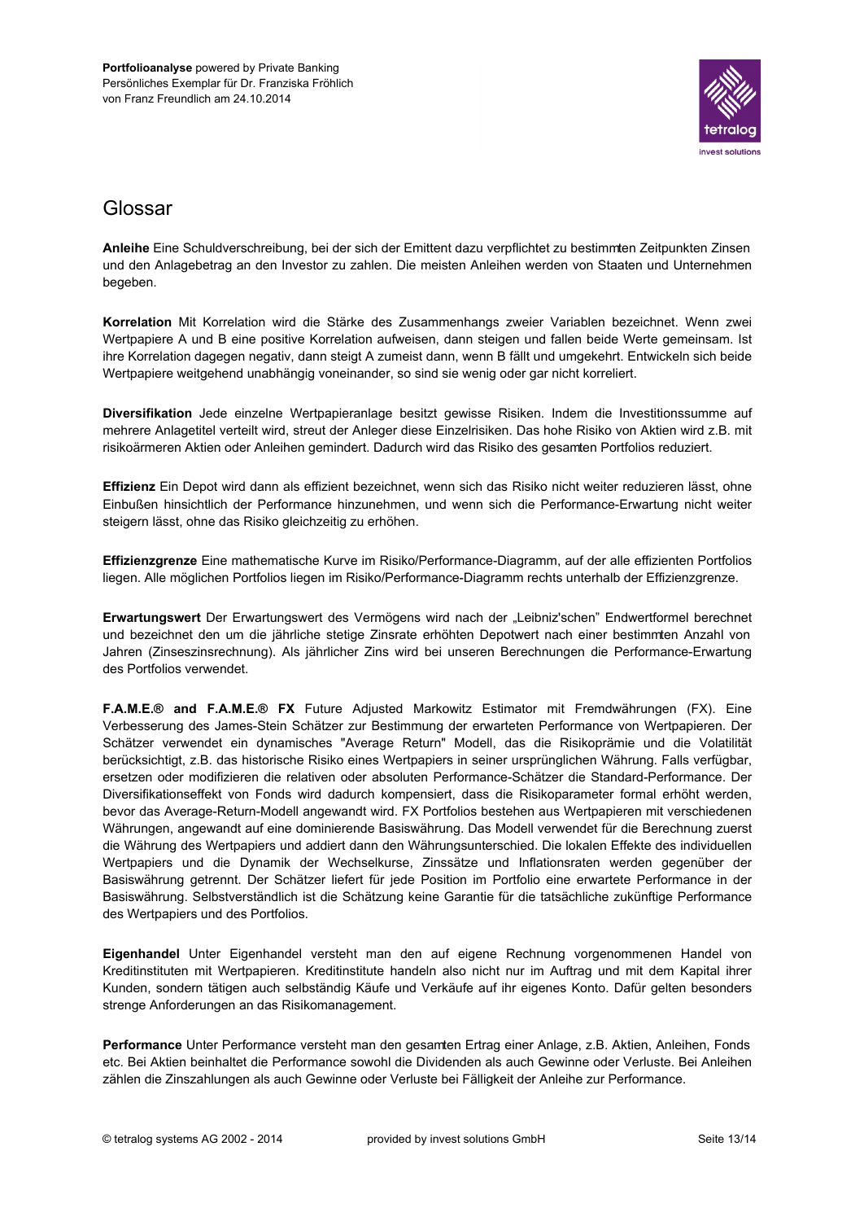# Glossar

**Anleihe** Eine Schuldverschreibung, bei der sich der Emittent dazu verpflichtet zu bestimmten Zeitpunkten Zinsen und den Anlagebetrag an den Investor zu zahlen. Die meisten Anleihen werden von Staaten und Unternehmen begeben.

**Korrelation** Mit Korrelation wird die Stärke des Zusammenhangs zweier Variablen bezeichnet. Wenn zwei Wertpapiere A und B eine positive Korrelation aufweisen, dann steigen und fallen beide Werte gemeinsam. Ist ihre Korrelation dagegen negativ, dann steigt A zumeist dann, wenn B fällt und umgekehrt. Entwickeln sich beide Wertpapiere weitgehend unabhängig voneinander, so sind sie wenig oder gar nicht korreliert.

**Diversifikation** Jede einzelne Wertpapieranlage besitzt gewisse Risiken. Indem die Investitionssumme auf mehrere Anlagetitel verteilt wird, streut der Anleger diese Einzelrisiken. Das hohe Risiko von Aktien wird z.B. mit risikoärmeren Aktien oder Anleihen gemindert. Dadurch wird das Risiko des gesamten Portfolios reduziert.

**Effizienz** Ein Depot wird dann als effizient bezeichnet, wenn sich das Risiko nicht weiter reduzieren lässt, ohne Einbußen hinsichtlich der Performance hinzunehmen, und wenn sich die Performance-Erwartung nicht weiter steigern lässt, ohne das Risiko gleichzeitig zu erhöhen.

**Effizienzgrenze** Eine mathematische Kurve im Risiko/Performance-Diagramm, auf der alle effizienten Portfolios liegen. Alle möglichen Portfolios liegen im Risiko/Performance-Diagramm rechts unterhalb der Effizienzgrenze.

**Erwartungswert** Der Erwartungswert des Vermögens wird nach der „Leibniz'schen" Endwertformel berechnet und bezeichnet den um die jährliche stetige Zinsrate erhöhten Depotwert nach einer bestimmten Anzahl von Jahren (Zinseszinsrechnung). Als jährlicher Zins wird bei unseren Berechnungen die Performance-Erwartung des Portfolios verwendet.

**F.A.M.E.® and F.A.M.E.® FX** Future Adjusted Markowitz Estimator mit Fremdwährungen (FX). Eine Verbesserung des James-Stein Schätzer zur Bestimmung der erwarteten Performance von Wertpapieren. Der Schätzer verwendet ein dynamisches "Average Return" Modell, das die Risikoprämie und die Volatilität berücksichtigt, z.B. das historische Risiko eines Wertpapiers in seiner ursprünglichen Währung. Falls verfügbar, ersetzen oder modifizieren die relativen oder absoluten Performance-Schätzer die Standard-Performance. Der Diversifikationseffekt von Fonds wird dadurch kompensiert, dass die Risikoparameter formal erhöht werden, bevor das Average-Return-Modell angewandt wird. FX Portfolios bestehen aus Wertpapieren mit verschiedenen Währungen, angewandt auf eine dominierende Basiswährung. Das Modell verwendet für die Berechnung zuerst die Währung des Wertpapiers und addiert dann den Währungsunterschied. Die lokalen Effekte des individuellen Wertpapiers und die Dynamik der Wechselkurse, Zinssätze und Inflationsraten werden gegenüber der Basiswährung getrennt. Der Schätzer liefert für jede Position im Portfolio eine erwartete Performance in der Basiswährung. Selbstverständlich ist die Schätzung keine Garantie für die tatsächliche zukünftige Performance des Wertpapiers und des Portfolios.

**Eigenhandel** Unter Eigenhandel versteht man den auf eigene Rechnung vorgenommenen Handel von Kreditinstituten mit Wertpapieren. Kreditinstitute handeln also nicht nur im Auftrag und mit dem Kapital ihrer Kunden, sondern tätigen auch selbständig Käufe und Verkäufe auf ihr eigenes Konto. Dafür gelten besonders strenge Anforderungen an das Risikomanagement.

**Performance** Unter Performance versteht man den gesamten Ertrag einer Anlage, z.B. Aktien, Anleihen, Fonds etc. Bei Aktien beinhaltet die Performance sowohl die Dividenden als auch Gewinne oder Verluste. Bei Anleihen zählen die Zinszahlungen als auch Gewinne oder Verluste bei Fälligkeit der Anleihe zur Performance.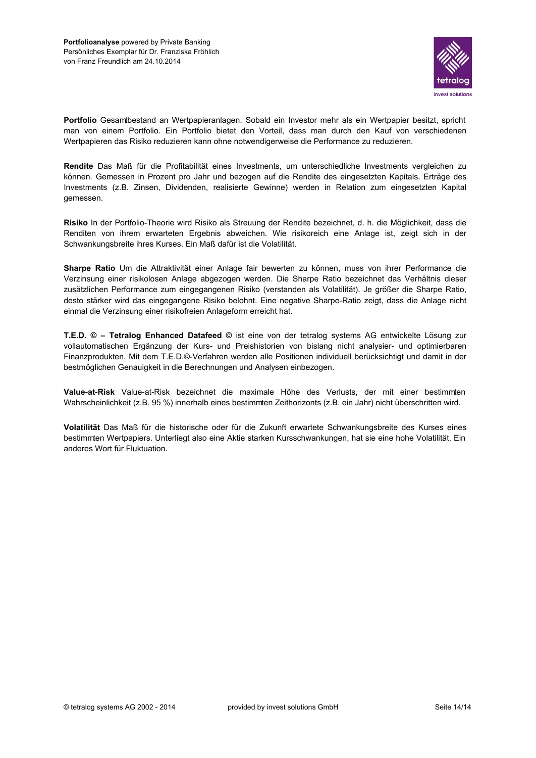**Portfolio** Gesamtbestand an Wertpapieranlagen. Sobald ein Investor mehr als ein Wertpapier besitzt, spricht man von einem Portfolio. Ein Portfolio bietet den Vorteil, dass man durch den Kauf von verschiedenen Wertpapieren das Risiko reduzieren kann ohne notwendigerweise die Performance zu reduzieren.

**Rendite** Das Maß für die Profitabilität eines Investments, um unterschiedliche Investments vergleichen zu können. Gemessen in Prozent pro Jahr und bezogen auf die Rendite des eingesetzten Kapitals. Erträge des Investments (z.B. Zinsen, Dividenden, realisierte Gewinne) werden in Relation zum eingesetzten Kapital gemessen.

**Risiko** In der Portfolio-Theorie wird Risiko als Streuung der Rendite bezeichnet, d. h. die Möglichkeit, dass die Renditen von ihrem erwarteten Ergebnis abweichen. Wie risikoreich eine Anlage ist, zeigt sich in der Schwankungsbreite ihres Kurses. Ein Maß dafür ist die Volatilität.

**Sharpe Ratio** Um die Attraktivität einer Anlage fair bewerten zu können, muss von ihrer Performance die Verzinsung einer risikolosen Anlage abgezogen werden. Die Sharpe Ratio bezeichnet das Verhältnis dieser zusätzlichen Performance zum eingegangenen Risiko (verstanden als Volatilität). Je größer die Sharpe Ratio, desto stärker wird das eingegangene Risiko belohnt. Eine negative Sharpe-Ratio zeigt, dass die Anlage nicht einmal die Verzinsung einer risikofreien Anlageform erreicht hat.

**T.E.D. © – Tetralog Enhanced Datafeed ©** ist eine von der tetralog systems AG entwickelte Lösung zur vollautomatischen Ergänzung der Kurs- und Preishistorien von bislang nicht analysier- und optimierbaren Finanzprodukten. Mit dem T.E.D.©-Verfahren werden alle Positionen individuell berücksichtigt und damit in der bestmöglichen Genauigkeit in die Berechnungen und Analysen einbezogen.

**Value-at-Risk** Value-at-Risk bezeichnet die maximale Höhe des Verlusts, der mit einer bestimmten Wahrscheinlichkeit (z.B. 95 %) innerhalb eines bestimmten Zeithorizonts (z.B. ein Jahr) nicht überschritten wird.

**Volatilität** Das Maß für die historische oder für die Zukunft erwartete Schwankungsbreite des Kurses eines bestimmten Wertpapiers. Unterliegt also eine Aktie starken Kursschwankungen, hat sie eine hohe Volatilität. Ein anderes Wort für Fluktuation.